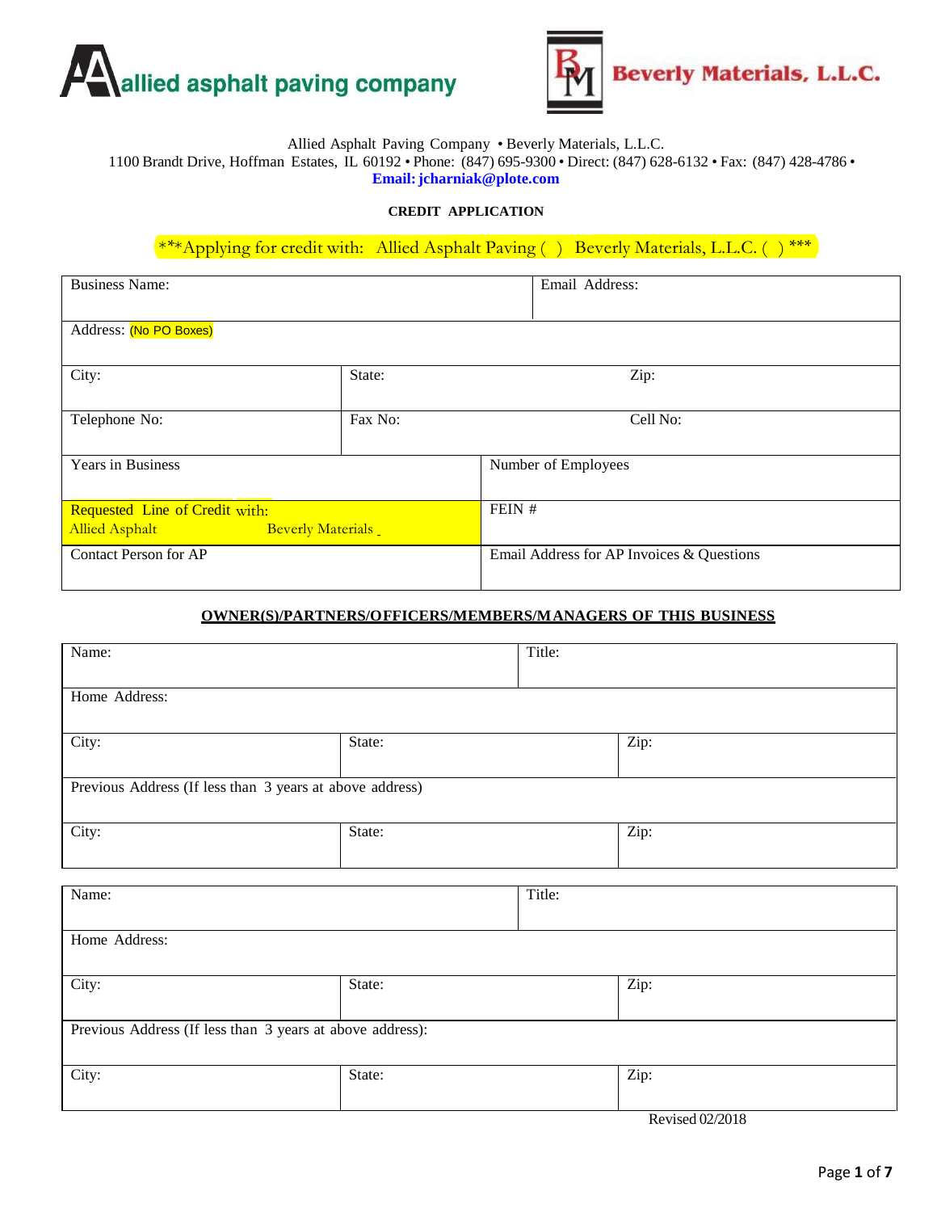allied asphalt paving company

Beverly Materials, L.L.C.

Allied Asphalt Paving Company • Beverly Materials, L.L.C.
1100 Brandt Drive, Hoffman Estates, IL 60192 • Phone: (847) 695-9300 • Direct: (847) 628-6132 • Fax: (847) 428-4786 •
**Email: jcharniak@plote.com**

**CREDIT APPLICATION**

\*\*\*Applying for credit with: Allied Asphalt Paving ( ) Beverly Materials, L.L.C. ( ) \*\*\*

| | | |
|---|---|---|
| Business Name: | | Email Address: |
| Address: (No PO Boxes) | | |
| City: | State: | Zip: |
| Telephone No: | Fax No: | Cell No: |
| Years in Business | | Number of Employees |
| Requested Line of Credit with: Allied Asphalt Beverly Materials _ | | FEIN # |
| Contact Person for AP | | Email Address for AP Invoices & Questions |

**OWNER(S)/PARTNERS/OFFICERS/MEMBERS/MANAGERS OF THIS BUSINESS**

| | | |
|---|---|---|
| Name: | | Title: |
| Home Address: | | |
| City: | State: | Zip: |
| Previous Address (If less than 3 years at above address) | | |
| City: | State: | Zip: |

| | | |
|---|---|---|
| Name: | | Title: |
| Home Address: | | |
| City: | State: | Zip: |
| Previous Address (If less than 3 years at above address): | | |
| City: | State: | Zip: |

Revised 02/2018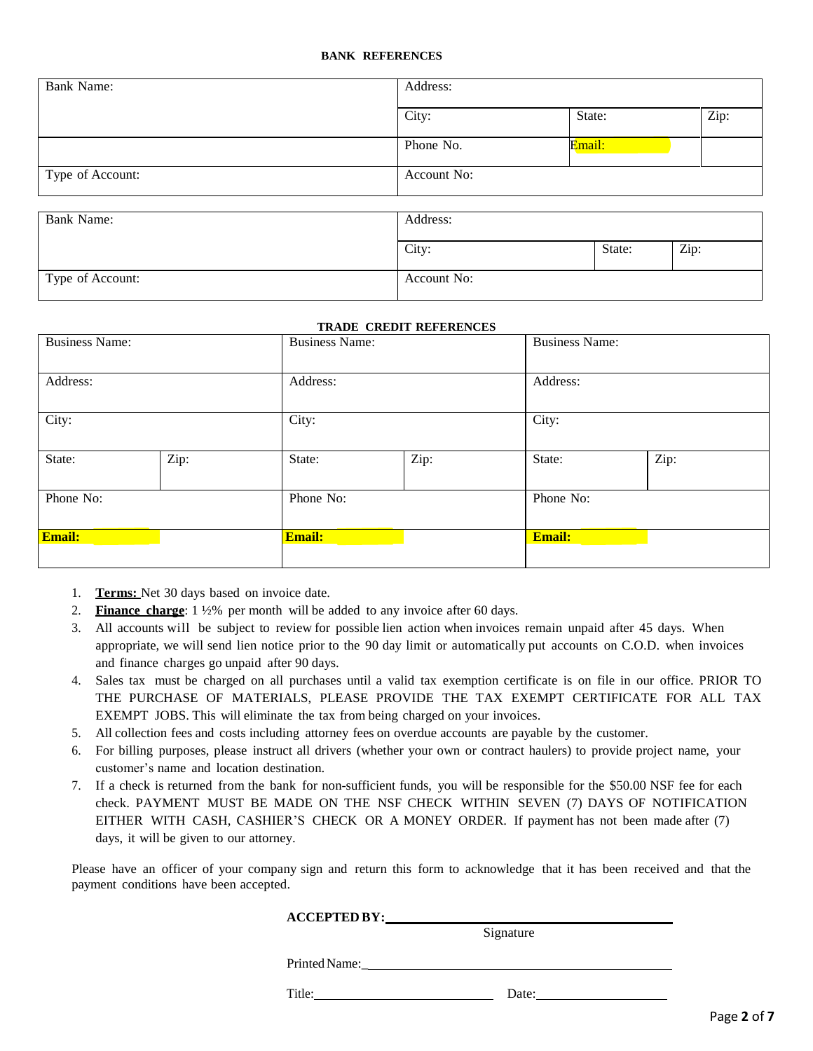## BANK REFERENCES

| Bank Name: | Address: | | |
|---|---|---|---|
| | City: | State: | Zip: |
| | Phone No. | Email: | |
| Type of Account: | Account No: | | |

| Bank Name: | Address: | | |
|---|---|---|---|
| | City: | State: | Zip: |
| Type of Account: | Account No: | | |

## TRADE CREDIT REFERENCES

| Business Name: | | Business Name: | | Business Name: | |
|---|---|---|---|---|---|
| Address: | | Address: | | Address: | |
| City: | | City: | | City: | |
| State: | Zip: | State: | Zip: | State: | Zip: |
| Phone No: | | Phone No: | | Phone No: | |
| **Email:** | | **Email:** | | **Email:** | |

1. **Terms:** Net 30 days based on invoice date.
2. **Finance charge**: 1 ½% per month will be added to any invoice after 60 days.
3. All accounts will be subject to review for possible lien action when invoices remain unpaid after 45 days. When appropriate, we will send lien notice prior to the 90 day limit or automatically put accounts on C.O.D. when invoices and finance charges go unpaid after 90 days.
4. Sales tax must be charged on all purchases until a valid tax exemption certificate is on file in our office. PRIOR TO THE PURCHASE OF MATERIALS, PLEASE PROVIDE THE TAX EXEMPT CERTIFICATE FOR ALL TAX EXEMPT JOBS. This will eliminate the tax from being charged on your invoices.
5. All collection fees and costs including attorney fees on overdue accounts are payable by the customer.
6. For billing purposes, please instruct all drivers (whether your own or contract haulers) to provide project name, your customer's name and location destination.
7. If a check is returned from the bank for non-sufficient funds, you will be responsible for the $50.00 NSF fee for each check. PAYMENT MUST BE MADE ON THE NSF CHECK WITHIN SEVEN (7) DAYS OF NOTIFICATION EITHER WITH CASH, CASHIER'S CHECK OR A MONEY ORDER. If payment has not been made after (7) days, it will be given to our attorney.

Please have an officer of your company sign and return this form to acknowledge that it has been received and that the payment conditions have been accepted.

**ACCEPTED BY:** ______________________________________________
Signature

Printed Name: ______________________________________________

Title: ____________________________ Date: ____________________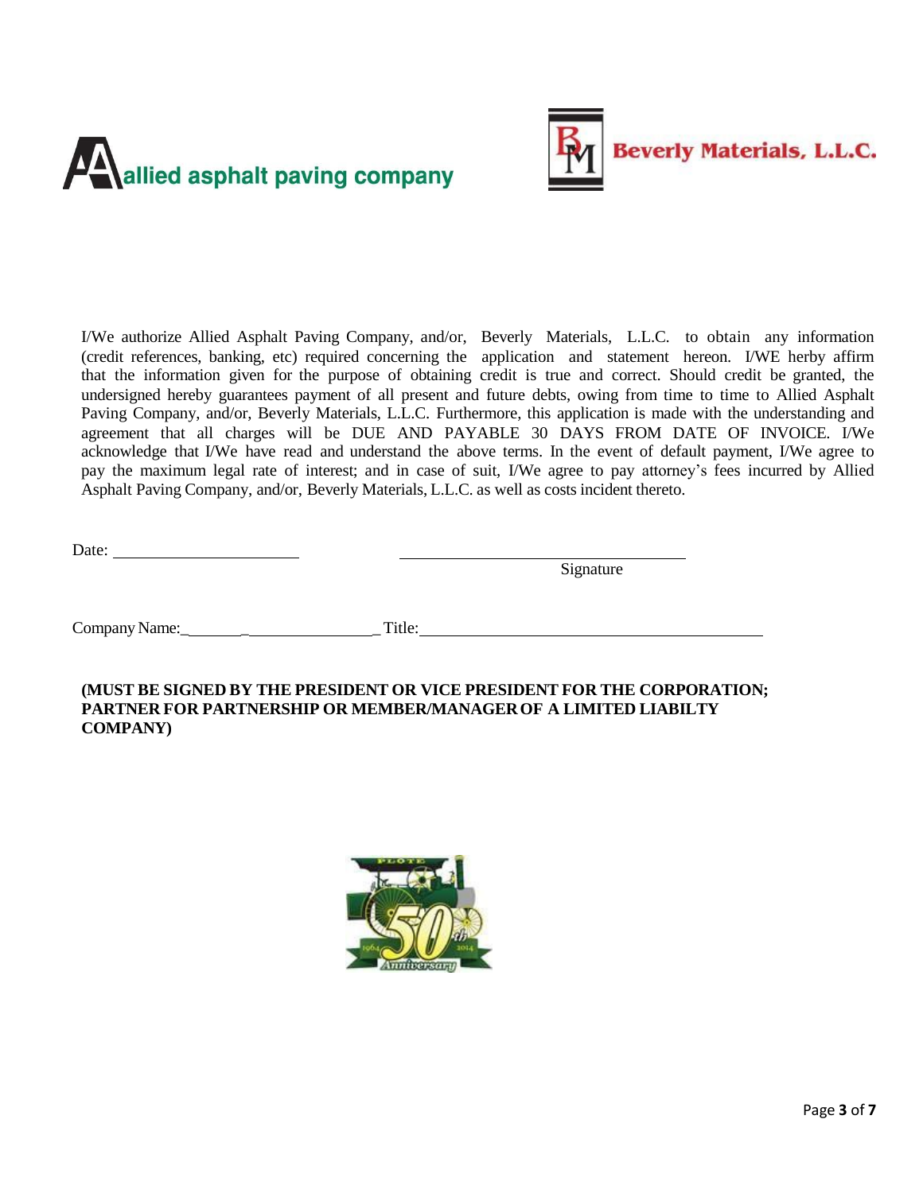allied asphalt paving company

Beverly Materials, L.L.C.

I/We authorize Allied Asphalt Paving Company, and/or, Beverly Materials, L.L.C. to obtain any information (credit references, banking, etc) required concerning the application and statement hereon. I/WE herby affirm that the information given for the purpose of obtaining credit is true and correct. Should credit be granted, the undersigned hereby guarantees payment of all present and future debts, owing from time to time to Allied Asphalt Paving Company, and/or, Beverly Materials, L.L.C. Furthermore, this application is made with the understanding and agreement that all charges will be DUE AND PAYABLE 30 DAYS FROM DATE OF INVOICE. I/We acknowledge that I/We have read and understand the above terms. In the event of default payment, I/We agree to pay the maximum legal rate of interest; and in case of suit, I/We agree to pay attorney's fees incurred by Allied Asphalt Paving Company, and/or, Beverly Materials, L.L.C. as well as costs incident thereto.

Date: ______________________ ______________________________
Signature

Company Name:_________________________ Title:_________________________________________

**(MUST BE SIGNED BY THE PRESIDENT OR VICE PRESIDENT FOR THE CORPORATION; PARTNER FOR PARTNERSHIP OR MEMBER/MANAGER OF A LIMITED LIABILTY COMPANY)**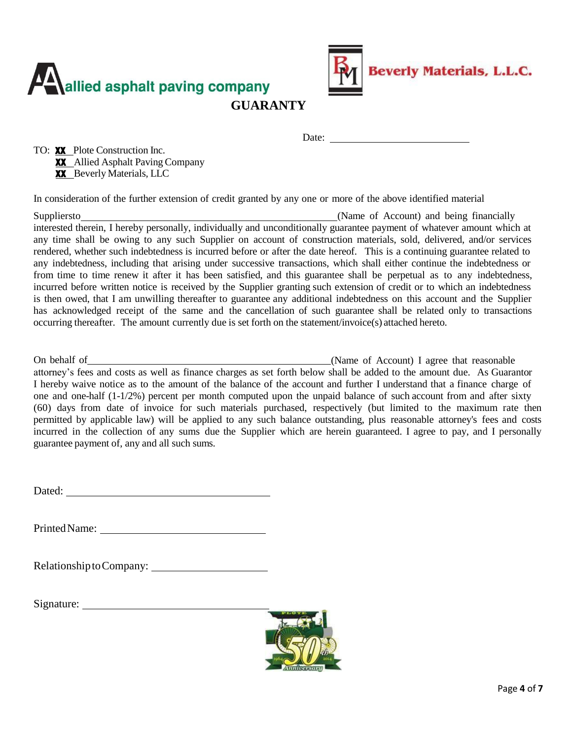allied asphalt paving company

Beverly Materials, L.L.C.

# GUARANTY

Date: ______________________________

TO: **XX** Plote Construction Inc.
**XX** Allied Asphalt Paving Company
**XX** Beverly Materials, LLC

In consideration of the further extension of credit granted by any one or more of the above identified material Suppliersto______________________________________________________(Name of Account) and being financially interested therein, I hereby personally, individually and unconditionally guarantee payment of whatever amount which at any time shall be owing to any such Supplier on account of construction materials, sold, delivered, and/or services rendered, whether such indebtedness is incurred before or after the date hereof. This is a continuing guarantee related to any indebtedness, including that arising under successive transactions, which shall either continue the indebtedness or from time to time renew it after it has been satisfied, and this guarantee shall be perpetual as to any indebtedness, incurred before written notice is received by the Supplier granting such extension of credit or to which an indebtedness is then owed, that I am unwilling thereafter to guarantee any additional indebtedness on this account and the Supplier has acknowledged receipt of the same and the cancellation of such guarantee shall be related only to transactions occurring thereafter. The amount currently due is set forth on the statement/invoice(s) attached hereto.

On behalf of______________________________________________________(Name of Account) I agree that reasonable attorney's fees and costs as well as finance charges as set forth below shall be added to the amount due. As Guarantor I hereby waive notice as to the amount of the balance of the account and further I understand that a finance charge of one and one-half (1-1/2%) percent per month computed upon the unpaid balance of such account from and after sixty (60) days from date of invoice for such materials purchased, respectively (but limited to the maximum rate then permitted by applicable law) will be applied to any such balance outstanding, plus reasonable attorney's fees and costs incurred in the collection of any sums due the Supplier which are herein guaranteed. I agree to pay, and I personally guarantee payment of, any and all such sums.

Dated: ______________________________

Printed Name: ______________________________

Relationship to Company: ______________________________

Signature: ______________________________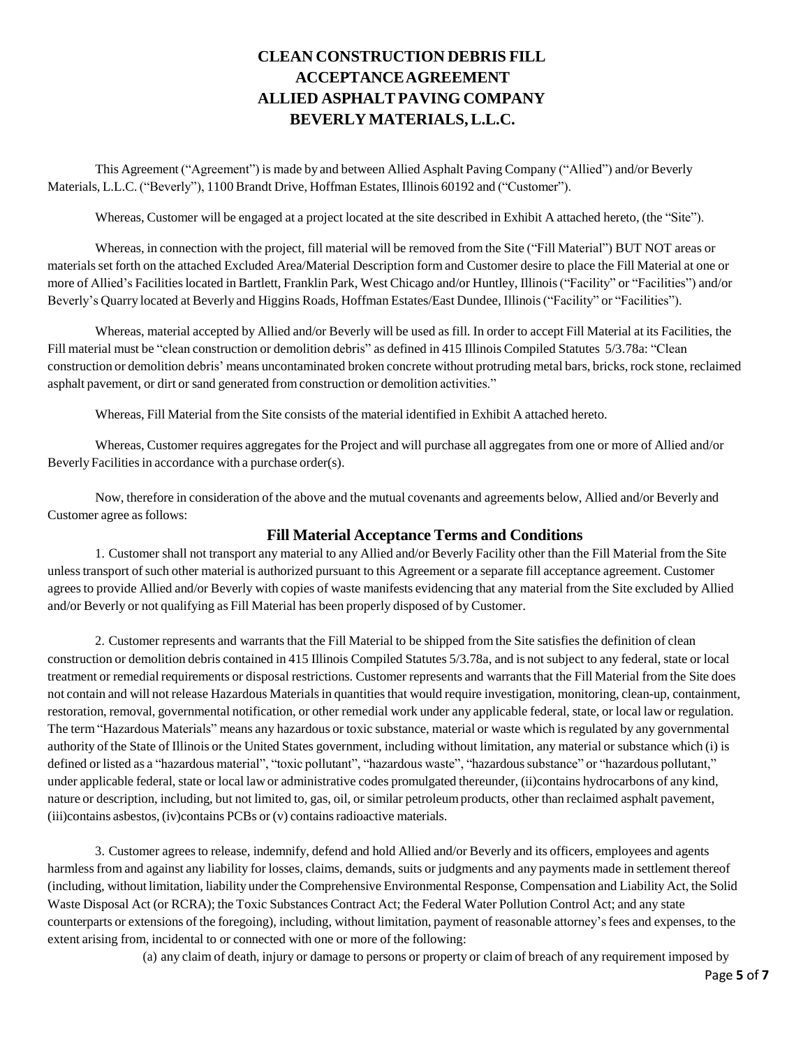# CLEAN CONSTRUCTION DEBRIS FILL ACCEPTANCE AGREEMENT ALLIED ASPHALT PAVING COMPANY BEVERLY MATERIALS, L.L.C.

This Agreement ("Agreement") is made by and between Allied Asphalt Paving Company ("Allied") and/or Beverly Materials, L.L.C. ("Beverly"), 1100 Brandt Drive, Hoffman Estates, Illinois 60192 and ("Customer").

Whereas, Customer will be engaged at a project located at the site described in Exhibit A attached hereto, (the "Site").

Whereas, in connection with the project, fill material will be removed from the Site ("Fill Material") BUT NOT areas or materials set forth on the attached Excluded Area/Material Description form and Customer desire to place the Fill Material at one or more of Allied's Facilities located in Bartlett, Franklin Park, West Chicago and/or Huntley, Illinois ("Facility" or "Facilities") and/or Beverly's Quarry located at Beverly and Higgins Roads, Hoffman Estates/East Dundee, Illinois ("Facility" or "Facilities").

Whereas, material accepted by Allied and/or Beverly will be used as fill. In order to accept Fill Material at its Facilities, the Fill material must be "clean construction or demolition debris" as defined in 415 Illinois Compiled Statutes 5/3.78a: "Clean construction or demolition debris' means uncontaminated broken concrete without protruding metal bars, bricks, rock stone, reclaimed asphalt pavement, or dirt or sand generated from construction or demolition activities."

Whereas, Fill Material from the Site consists of the material identified in Exhibit A attached hereto.

Whereas, Customer requires aggregates for the Project and will purchase all aggregates from one or more of Allied and/or Beverly Facilities in accordance with a purchase order(s).

Now, therefore in consideration of the above and the mutual covenants and agreements below, Allied and/or Beverly and Customer agree as follows:

## Fill Material Acceptance Terms and Conditions

1. Customer shall not transport any material to any Allied and/or Beverly Facility other than the Fill Material from the Site unless transport of such other material is authorized pursuant to this Agreement or a separate fill acceptance agreement. Customer agrees to provide Allied and/or Beverly with copies of waste manifests evidencing that any material from the Site excluded by Allied and/or Beverly or not qualifying as Fill Material has been properly disposed of by Customer.

2. Customer represents and warrants that the Fill Material to be shipped from the Site satisfies the definition of clean construction or demolition debris contained in 415 Illinois Compiled Statutes 5/3.78a, and is not subject to any federal, state or local treatment or remedial requirements or disposal restrictions. Customer represents and warrants that the Fill Material from the Site does not contain and will not release Hazardous Materials in quantities that would require investigation, monitoring, clean-up, containment, restoration, removal, governmental notification, or other remedial work under any applicable federal, state, or local law or regulation. The term "Hazardous Materials" means any hazardous or toxic substance, material or waste which is regulated by any governmental authority of the State of Illinois or the United States government, including without limitation, any material or substance which (i) is defined or listed as a "hazardous material", "toxic pollutant", "hazardous waste", "hazardous substance" or "hazardous pollutant," under applicable federal, state or local law or administrative codes promulgated thereunder, (ii)contains hydrocarbons of any kind, nature or description, including, but not limited to, gas, oil, or similar petroleum products, other than reclaimed asphalt pavement, (iii)contains asbestos, (iv)contains PCBs or (v) contains radioactive materials.

3. Customer agrees to release, indemnify, defend and hold Allied and/or Beverly and its officers, employees and agents harmless from and against any liability for losses, claims, demands, suits or judgments and any payments made in settlement thereof (including, without limitation, liability under the Comprehensive Environmental Response, Compensation and Liability Act, the Solid Waste Disposal Act (or RCRA); the Toxic Substances Contract Act; the Federal Water Pollution Control Act; and any state counterparts or extensions of the foregoing), including, without limitation, payment of reasonable attorney's fees and expenses, to the extent arising from, incidental to or connected with one or more of the following:

(a) any claim of death, injury or damage to persons or property or claim of breach of any requirement imposed by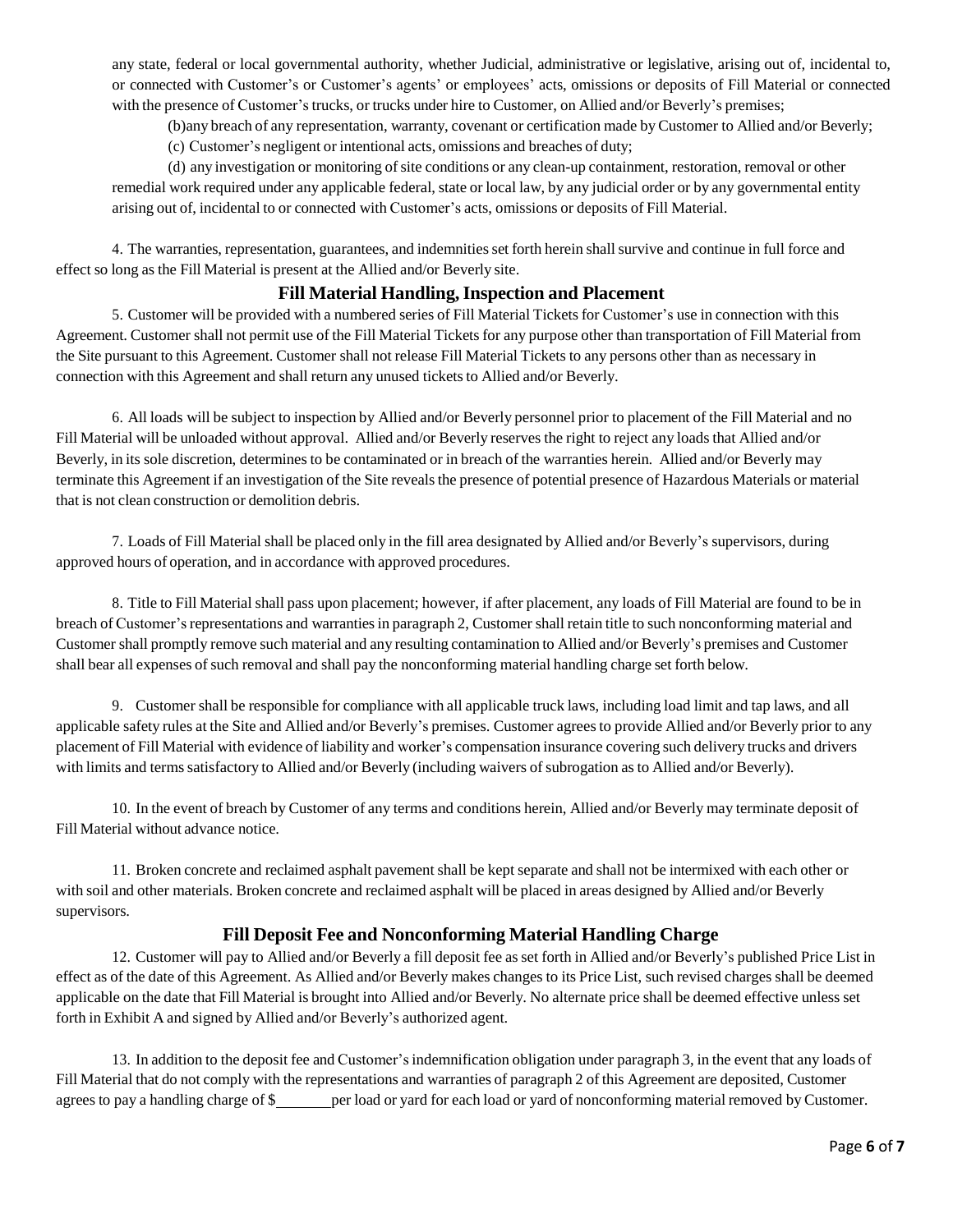any state, federal or local governmental authority, whether Judicial, administrative or legislative, arising out of, incidental to, or connected with Customer's or Customer's agents' or employees' acts, omissions or deposits of Fill Material or connected with the presence of Customer's trucks, or trucks under hire to Customer, on Allied and/or Beverly's premises;

(b)any breach of any representation, warranty, covenant or certification made by Customer to Allied and/or Beverly;

(c) Customer's negligent or intentional acts, omissions and breaches of duty;

(d) any investigation or monitoring of site conditions or any clean-up containment, restoration, removal or other remedial work required under any applicable federal, state or local law, by any judicial order or by any governmental entity arising out of, incidental to or connected with Customer's acts, omissions or deposits of Fill Material.

4. The warranties, representation, guarantees, and indemnities set forth herein shall survive and continue in full force and effect so long as the Fill Material is present at the Allied and/or Beverly site.

## Fill Material Handling, Inspection and Placement

5. Customer will be provided with a numbered series of Fill Material Tickets for Customer's use in connection with this Agreement. Customer shall not permit use of the Fill Material Tickets for any purpose other than transportation of Fill Material from the Site pursuant to this Agreement. Customer shall not release Fill Material Tickets to any persons other than as necessary in connection with this Agreement and shall return any unused tickets to Allied and/or Beverly.

6. All loads will be subject to inspection by Allied and/or Beverly personnel prior to placement of the Fill Material and no Fill Material will be unloaded without approval. Allied and/or Beverly reserves the right to reject any loads that Allied and/or Beverly, in its sole discretion, determines to be contaminated or in breach of the warranties herein. Allied and/or Beverly may terminate this Agreement if an investigation of the Site reveals the presence of potential presence of Hazardous Materials or material that is not clean construction or demolition debris.

7. Loads of Fill Material shall be placed only in the fill area designated by Allied and/or Beverly's supervisors, during approved hours of operation, and in accordance with approved procedures.

8. Title to Fill Material shall pass upon placement; however, if after placement, any loads of Fill Material are found to be in breach of Customer's representations and warranties in paragraph 2, Customer shall retain title to such nonconforming material and Customer shall promptly remove such material and any resulting contamination to Allied and/or Beverly's premises and Customer shall bear all expenses of such removal and shall pay the nonconforming material handling charge set forth below.

9. Customer shall be responsible for compliance with all applicable truck laws, including load limit and tap laws, and all applicable safety rules at the Site and Allied and/or Beverly's premises. Customer agrees to provide Allied and/or Beverly prior to any placement of Fill Material with evidence of liability and worker's compensation insurance covering such delivery trucks and drivers with limits and terms satisfactory to Allied and/or Beverly (including waivers of subrogation as to Allied and/or Beverly).

10. In the event of breach by Customer of any terms and conditions herein, Allied and/or Beverly may terminate deposit of Fill Material without advance notice.

11. Broken concrete and reclaimed asphalt pavement shall be kept separate and shall not be intermixed with each other or with soil and other materials. Broken concrete and reclaimed asphalt will be placed in areas designed by Allied and/or Beverly supervisors.

## Fill Deposit Fee and Nonconforming Material Handling Charge

12. Customer will pay to Allied and/or Beverly a fill deposit fee as set forth in Allied and/or Beverly's published Price List in effect as of the date of this Agreement. As Allied and/or Beverly makes changes to its Price List, such revised charges shall be deemed applicable on the date that Fill Material is brought into Allied and/or Beverly. No alternate price shall be deemed effective unless set forth in Exhibit A and signed by Allied and/or Beverly's authorized agent.

13. In addition to the deposit fee and Customer's indemnification obligation under paragraph 3, in the event that any loads of Fill Material that do not comply with the representations and warranties of paragraph 2 of this Agreement are deposited, Customer agrees to pay a handling charge of $_______ per load or yard for each load or yard of nonconforming material removed by Customer.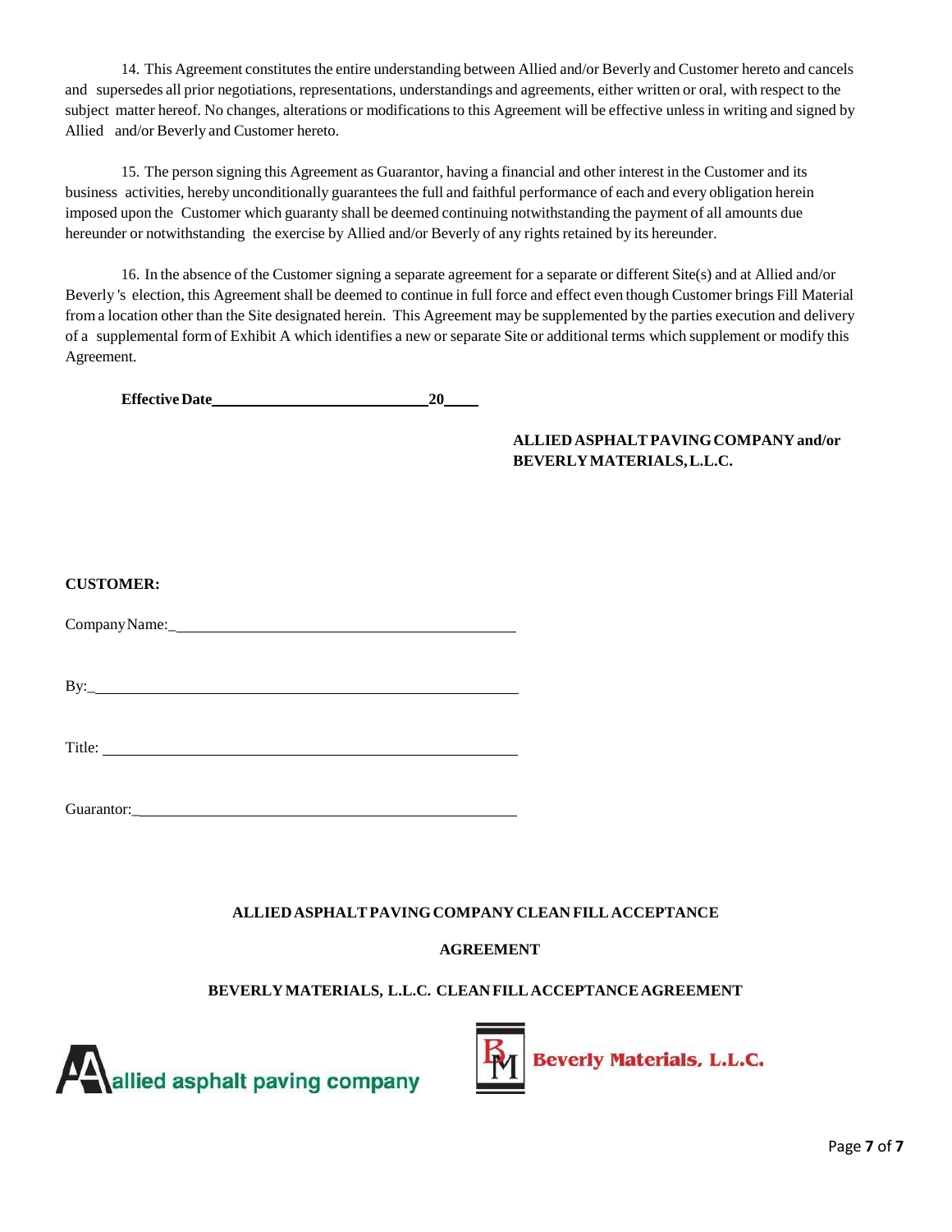14. This Agreement constitutes the entire understanding between Allied and/or Beverly and Customer hereto and cancels and supersedes all prior negotiations, representations, understandings and agreements, either written or oral, with respect to the subject matter hereof. No changes, alterations or modifications to this Agreement will be effective unless in writing and signed by Allied and/or Beverly and Customer hereto.

15. The person signing this Agreement as Guarantor, having a financial and other interest in the Customer and its business activities, hereby unconditionally guarantees the full and faithful performance of each and every obligation herein imposed upon the Customer which guaranty shall be deemed continuing notwithstanding the payment of all amounts due hereunder or notwithstanding the exercise by Allied and/or Beverly of any rights retained by its hereunder.

16. In the absence of the Customer signing a separate agreement for a separate or different Site(s) and at Allied and/or Beverly 's election, this Agreement shall be deemed to continue in full force and effect even though Customer brings Fill Material from a location other than the Site designated herein. This Agreement may be supplemented by the parties execution and delivery of a supplemental form of Exhibit A which identifies a new or separate Site or additional terms which supplement or modify this Agreement.

**Effective Date\_\_\_\_\_\_\_\_\_\_\_\_\_\_\_\_\_\_\_\_\_\_\_\_\_\_\_\_20\_\_\_\_**

**ALLIED ASPHALT PAVING COMPANY and/or BEVERLY MATERIALS, L.L.C.**

**CUSTOMER:**

Company Name:\_\_\_\_\_\_\_\_\_\_\_\_\_\_\_\_\_\_\_\_\_\_\_\_\_\_\_\_\_\_\_\_\_\_\_\_\_\_\_\_\_\_

By:\_\_\_\_\_\_\_\_\_\_\_\_\_\_\_\_\_\_\_\_\_\_\_\_\_\_\_\_\_\_\_\_\_\_\_\_\_\_\_\_\_\_\_\_\_\_\_\_\_\_\_

Title: \_\_\_\_\_\_\_\_\_\_\_\_\_\_\_\_\_\_\_\_\_\_\_\_\_\_\_\_\_\_\_\_\_\_\_\_\_\_\_\_\_\_\_\_\_\_\_\_\_

Guarantor:\_\_\_\_\_\_\_\_\_\_\_\_\_\_\_\_\_\_\_\_\_\_\_\_\_\_\_\_\_\_\_\_\_\_\_\_\_\_\_\_\_\_\_\_\_

**ALLIED ASPHALT PAVING COMPANY CLEAN FILL ACCEPTANCE AGREEMENT**

**BEVERLY MATERIALS, L.L.C. CLEAN FILL ACCEPTANCE AGREEMENT**

allied asphalt paving company

Beverly Materials, L.L.C.